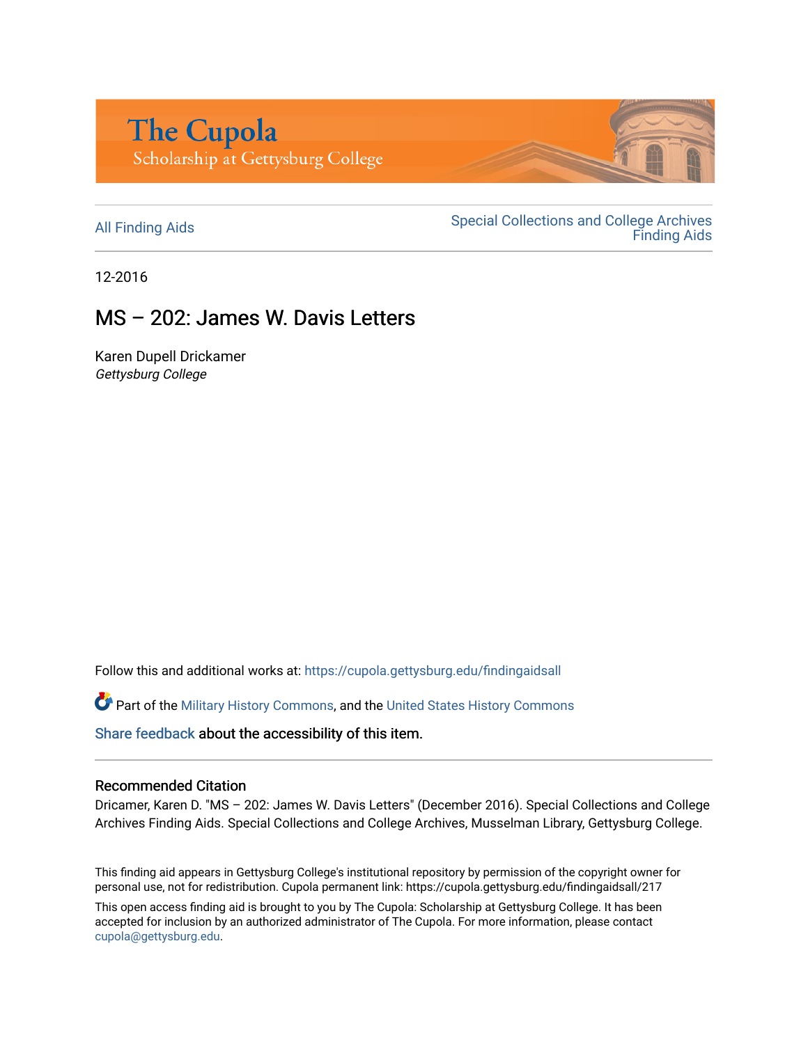The Cupola
Scholarship at Gettysburg College

All Finding Aids

Special Collections and College Archives Finding Aids

12-2016

# MS – 202: James W. Davis Letters

Karen Dupell Drickamer
*Gettysburg College*

Follow this and additional works at: https://cupola.gettysburg.edu/findingaidsall

Part of the Military History Commons, and the United States History Commons

Share feedback about the accessibility of this item.

### Recommended Citation

Dricamer, Karen D. "MS – 202: James W. Davis Letters" (December 2016). Special Collections and College Archives Finding Aids. Special Collections and College Archives, Musselman Library, Gettysburg College.

This finding aid appears in Gettysburg College's institutional repository by permission of the copyright owner for personal use, not for redistribution. Cupola permanent link: https://cupola.gettysburg.edu/findingaidsall/217

This open access finding aid is brought to you by The Cupola: Scholarship at Gettysburg College. It has been accepted for inclusion by an authorized administrator of The Cupola. For more information, please contact cupola@gettysburg.edu.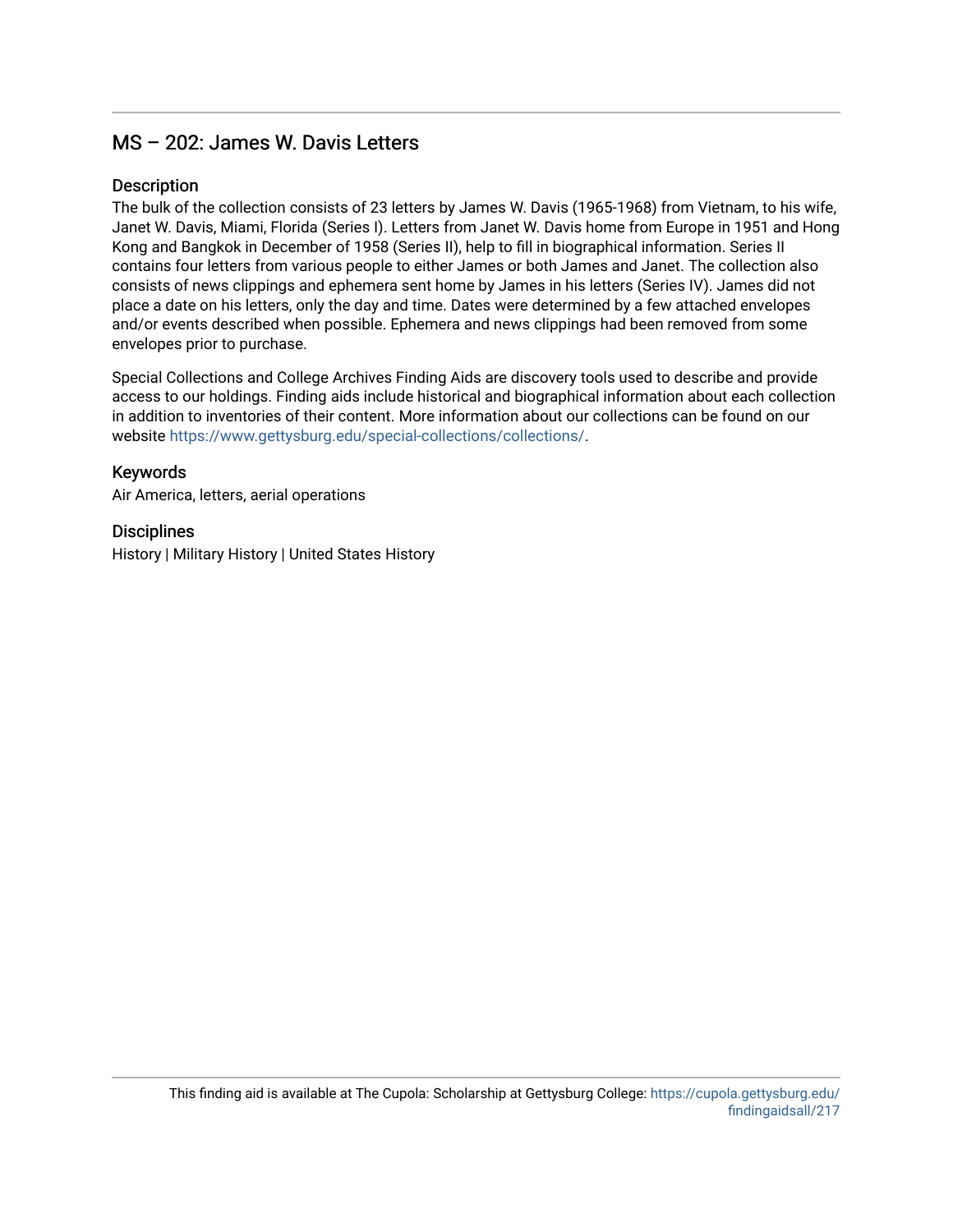# MS – 202: James W. Davis Letters

## Description

The bulk of the collection consists of 23 letters by James W. Davis (1965-1968) from Vietnam, to his wife, Janet W. Davis, Miami, Florida (Series I). Letters from Janet W. Davis home from Europe in 1951 and Hong Kong and Bangkok in December of 1958 (Series II), help to fill in biographical information. Series II contains four letters from various people to either James or both James and Janet. The collection also consists of news clippings and ephemera sent home by James in his letters (Series IV). James did not place a date on his letters, only the day and time. Dates were determined by a few attached envelopes and/or events described when possible. Ephemera and news clippings had been removed from some envelopes prior to purchase.

Special Collections and College Archives Finding Aids are discovery tools used to describe and provide access to our holdings. Finding aids include historical and biographical information about each collection in addition to inventories of their content. More information about our collections can be found on our website https://www.gettysburg.edu/special-collections/collections/.

## Keywords

Air America, letters, aerial operations

## Disciplines

History | Military History | United States History

This finding aid is available at The Cupola: Scholarship at Gettysburg College: https://cupola.gettysburg.edu/findingaidsall/217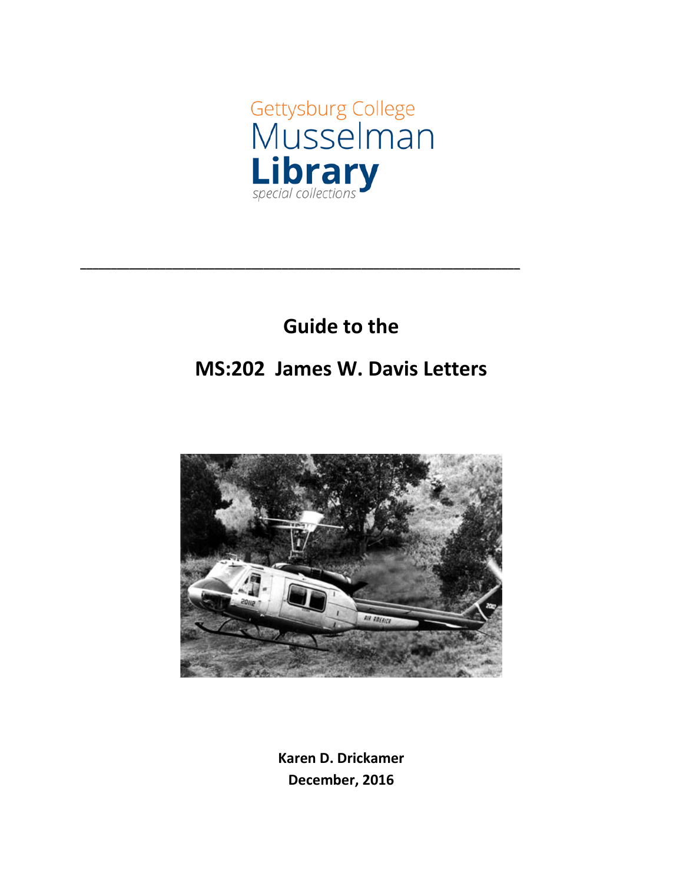Gettysburg College
Musselman
**Library**
*special collections*

---

**Guide to the**

# MS:202 James W. Davis Letters

**Karen D. Drickamer**
**December, 2016**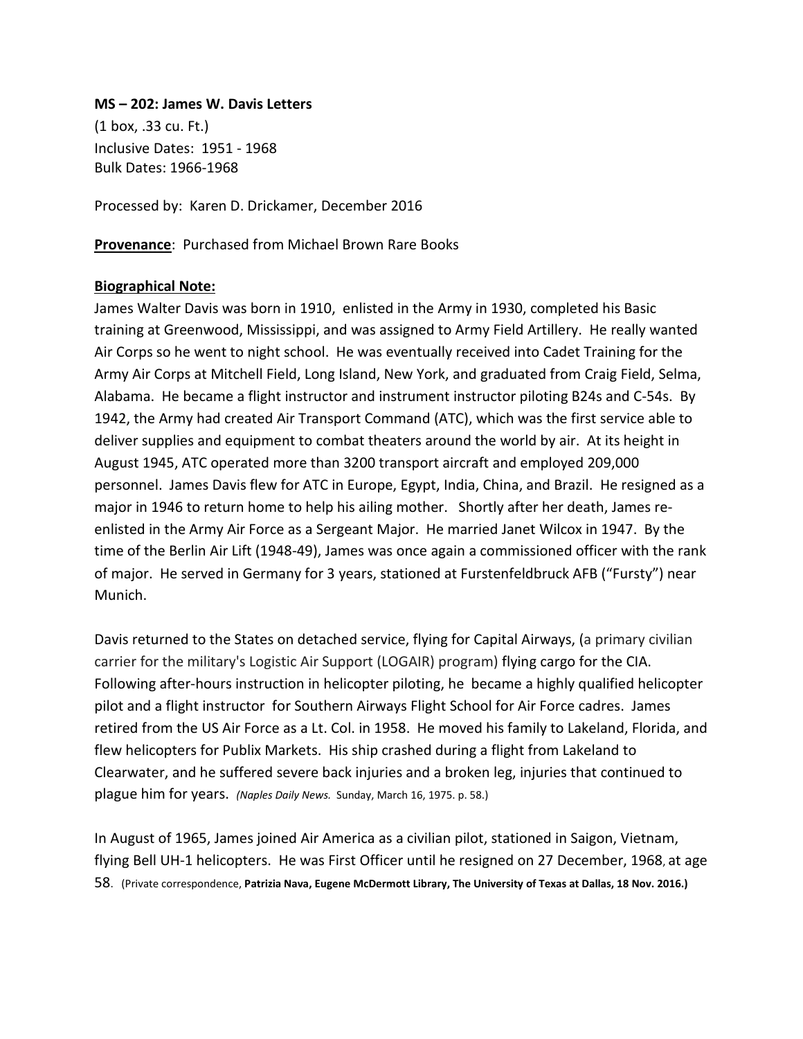**MS – 202: James W. Davis Letters**

(1 box, .33 cu. Ft.)
Inclusive Dates: 1951 - 1968
Bulk Dates: 1966-1968

Processed by: Karen D. Drickamer, December 2016

**Provenance**: Purchased from Michael Brown Rare Books

**Biographical Note:**

James Walter Davis was born in 1910, enlisted in the Army in 1930, completed his Basic training at Greenwood, Mississippi, and was assigned to Army Field Artillery. He really wanted Air Corps so he went to night school. He was eventually received into Cadet Training for the Army Air Corps at Mitchell Field, Long Island, New York, and graduated from Craig Field, Selma, Alabama. He became a flight instructor and instrument instructor piloting B24s and C-54s. By 1942, the Army had created Air Transport Command (ATC), which was the first service able to deliver supplies and equipment to combat theaters around the world by air. At its height in August 1945, ATC operated more than 3200 transport aircraft and employed 209,000 personnel. James Davis flew for ATC in Europe, Egypt, India, China, and Brazil. He resigned as a major in 1946 to return home to help his ailing mother. Shortly after her death, James re-enlisted in the Army Air Force as a Sergeant Major. He married Janet Wilcox in 1947. By the time of the Berlin Air Lift (1948-49), James was once again a commissioned officer with the rank of major. He served in Germany for 3 years, stationed at Furstenfeldbruck AFB ("Fursty") near Munich.

Davis returned to the States on detached service, flying for Capital Airways, (a primary civilian carrier for the military's Logistic Air Support (LOGAIR) program) flying cargo for the CIA. Following after-hours instruction in helicopter piloting, he became a highly qualified helicopter pilot and a flight instructor for Southern Airways Flight School for Air Force cadres. James retired from the US Air Force as a Lt. Col. in 1958. He moved his family to Lakeland, Florida, and flew helicopters for Publix Markets. His ship crashed during a flight from Lakeland to Clearwater, and he suffered severe back injuries and a broken leg, injuries that continued to plague him for years. *(Naples Daily News.* Sunday, March 16, 1975. p. 58.)

In August of 1965, James joined Air America as a civilian pilot, stationed in Saigon, Vietnam, flying Bell UH-1 helicopters. He was First Officer until he resigned on 27 December, 1968, at age 58. (Private correspondence, **Patrizia Nava, Eugene McDermott Library, The University of Texas at Dallas, 18 Nov. 2016.)**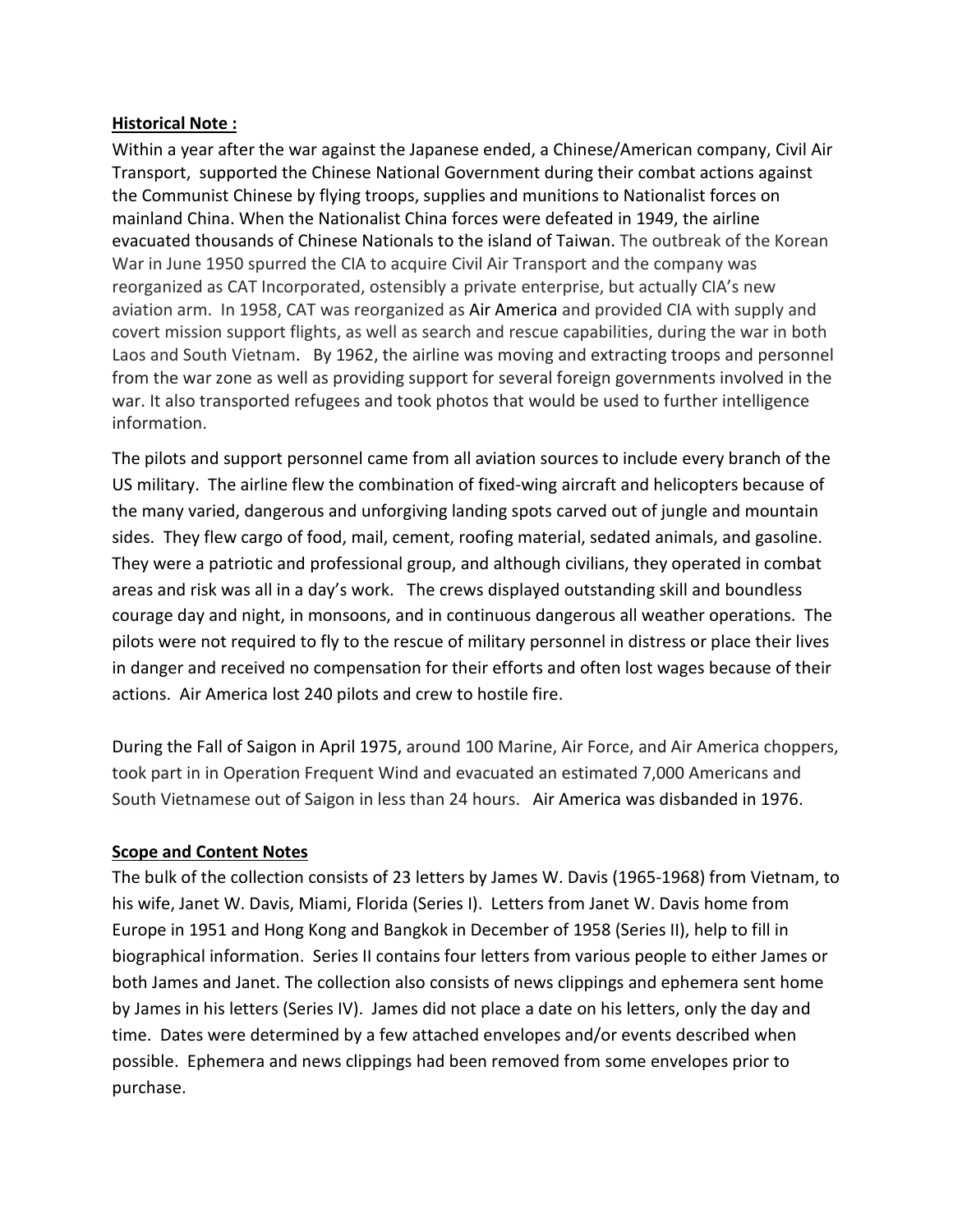**Historical Note :**

Within a year after the war against the Japanese ended, a Chinese/American company, Civil Air Transport, supported the Chinese National Government during their combat actions against the Communist Chinese by flying troops, supplies and munitions to Nationalist forces on mainland China. When the Nationalist China forces were defeated in 1949, the airline evacuated thousands of Chinese Nationals to the island of Taiwan. The outbreak of the Korean War in June 1950 spurred the CIA to acquire Civil Air Transport and the company was reorganized as CAT Incorporated, ostensibly a private enterprise, but actually CIA's new aviation arm. In 1958, CAT was reorganized as Air America and provided CIA with supply and covert mission support flights, as well as search and rescue capabilities, during the war in both Laos and South Vietnam. By 1962, the airline was moving and extracting troops and personnel from the war zone as well as providing support for several foreign governments involved in the war. It also transported refugees and took photos that would be used to further intelligence information.

The pilots and support personnel came from all aviation sources to include every branch of the US military. The airline flew the combination of fixed-wing aircraft and helicopters because of the many varied, dangerous and unforgiving landing spots carved out of jungle and mountain sides. They flew cargo of food, mail, cement, roofing material, sedated animals, and gasoline. They were a patriotic and professional group, and although civilians, they operated in combat areas and risk was all in a day's work. The crews displayed outstanding skill and boundless courage day and night, in monsoons, and in continuous dangerous all weather operations. The pilots were not required to fly to the rescue of military personnel in distress or place their lives in danger and received no compensation for their efforts and often lost wages because of their actions. Air America lost 240 pilots and crew to hostile fire.

During the Fall of Saigon in April 1975, around 100 Marine, Air Force, and Air America choppers, took part in in Operation Frequent Wind and evacuated an estimated 7,000 Americans and South Vietnamese out of Saigon in less than 24 hours. Air America was disbanded in 1976.

**Scope and Content Notes**

The bulk of the collection consists of 23 letters by James W. Davis (1965-1968) from Vietnam, to his wife, Janet W. Davis, Miami, Florida (Series I). Letters from Janet W. Davis home from Europe in 1951 and Hong Kong and Bangkok in December of 1958 (Series II), help to fill in biographical information. Series II contains four letters from various people to either James or both James and Janet. The collection also consists of news clippings and ephemera sent home by James in his letters (Series IV). James did not place a date on his letters, only the day and time. Dates were determined by a few attached envelopes and/or events described when possible. Ephemera and news clippings had been removed from some envelopes prior to purchase.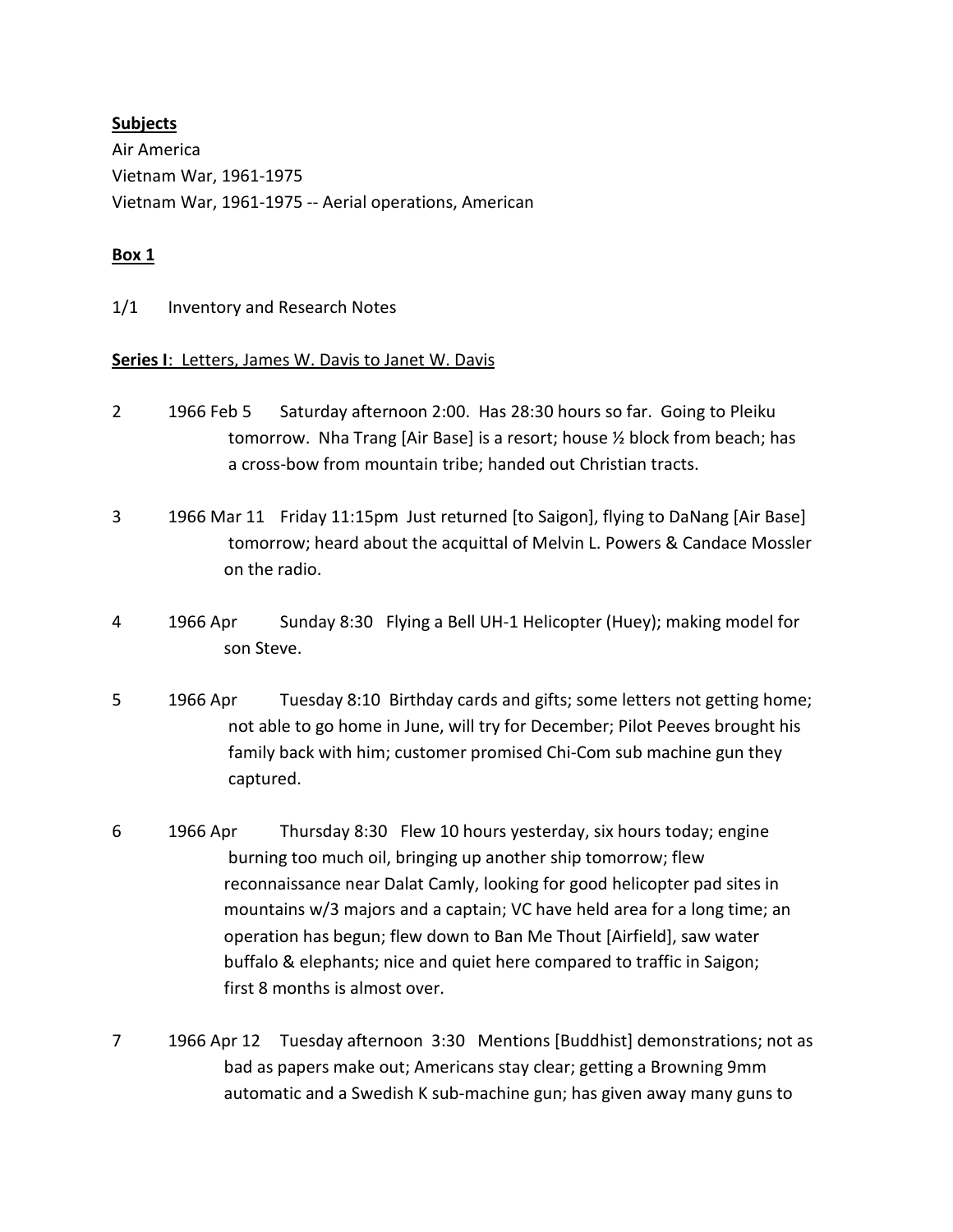**Subjects**

Air America
Vietnam War, 1961-1975
Vietnam War, 1961-1975 -- Aerial operations, American

**Box 1**

1/1 Inventory and Research Notes

**Series I**: Letters, James W. Davis to Janet W. Davis

2 1966 Feb 5 Saturday afternoon 2:00. Has 28:30 hours so far. Going to Pleiku tomorrow. Nha Trang [Air Base] is a resort; house ½ block from beach; has a cross-bow from mountain tribe; handed out Christian tracts.

3 1966 Mar 11 Friday 11:15pm Just returned [to Saigon], flying to DaNang [Air Base] tomorrow; heard about the acquittal of Melvin L. Powers & Candace Mossler on the radio.

4 1966 Apr Sunday 8:30 Flying a Bell UH-1 Helicopter (Huey); making model for son Steve.

5 1966 Apr Tuesday 8:10 Birthday cards and gifts; some letters not getting home; not able to go home in June, will try for December; Pilot Peeves brought his family back with him; customer promised Chi-Com sub machine gun they captured.

6 1966 Apr Thursday 8:30 Flew 10 hours yesterday, six hours today; engine burning too much oil, bringing up another ship tomorrow; flew reconnaissance near Dalat Camly, looking for good helicopter pad sites in mountains w/3 majors and a captain; VC have held area for a long time; an operation has begun; flew down to Ban Me Thout [Airfield], saw water buffalo & elephants; nice and quiet here compared to traffic in Saigon; first 8 months is almost over.

7 1966 Apr 12 Tuesday afternoon 3:30 Mentions [Buddhist] demonstrations; not as bad as papers make out; Americans stay clear; getting a Browning 9mm automatic and a Swedish K sub-machine gun; has given away many guns to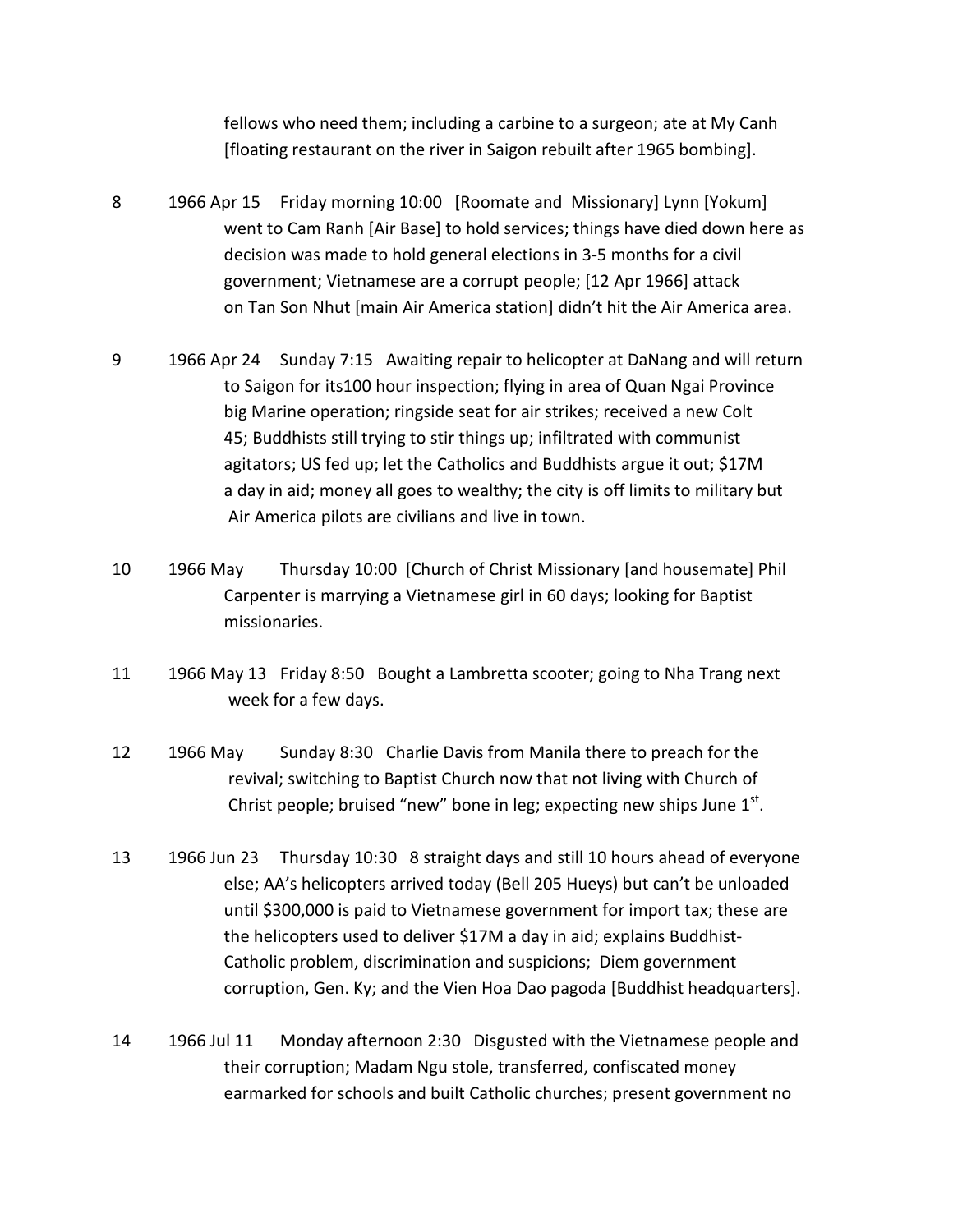fellows who need them; including a carbine to a surgeon; ate at My Canh [floating restaurant on the river in Saigon rebuilt after 1965 bombing].

8 1966 Apr 15 Friday morning 10:00 [Roomate and Missionary] Lynn [Yokum] went to Cam Ranh [Air Base] to hold services; things have died down here as decision was made to hold general elections in 3-5 months for a civil government; Vietnamese are a corrupt people; [12 Apr 1966] attack on Tan Son Nhut [main Air America station] didn't hit the Air America area.

9 1966 Apr 24 Sunday 7:15 Awaiting repair to helicopter at DaNang and will return to Saigon for its100 hour inspection; flying in area of Quan Ngai Province big Marine operation; ringside seat for air strikes; received a new Colt 45; Buddhists still trying to stir things up; infiltrated with communist agitators; US fed up; let the Catholics and Buddhists argue it out; $17M a day in aid; money all goes to wealthy; the city is off limits to military but Air America pilots are civilians and live in town.

10 1966 May Thursday 10:00 [Church of Christ Missionary [and housemate] Phil Carpenter is marrying a Vietnamese girl in 60 days; looking for Baptist missionaries.

11 1966 May 13 Friday 8:50 Bought a Lambretta scooter; going to Nha Trang next week for a few days.

12 1966 May Sunday 8:30 Charlie Davis from Manila there to preach for the revival; switching to Baptist Church now that not living with Church of Christ people; bruised "new" bone in leg; expecting new ships June 1st.

13 1966 Jun 23 Thursday 10:30 8 straight days and still 10 hours ahead of everyone else; AA's helicopters arrived today (Bell 205 Hueys) but can't be unloaded until $300,000 is paid to Vietnamese government for import tax; these are the helicopters used to deliver $17M a day in aid; explains Buddhist-Catholic problem, discrimination and suspicions; Diem government corruption, Gen. Ky; and the Vien Hoa Dao pagoda [Buddhist headquarters].

14 1966 Jul 11 Monday afternoon 2:30 Disgusted with the Vietnamese people and their corruption; Madam Ngu stole, transferred, confiscated money earmarked for schools and built Catholic churches; present government no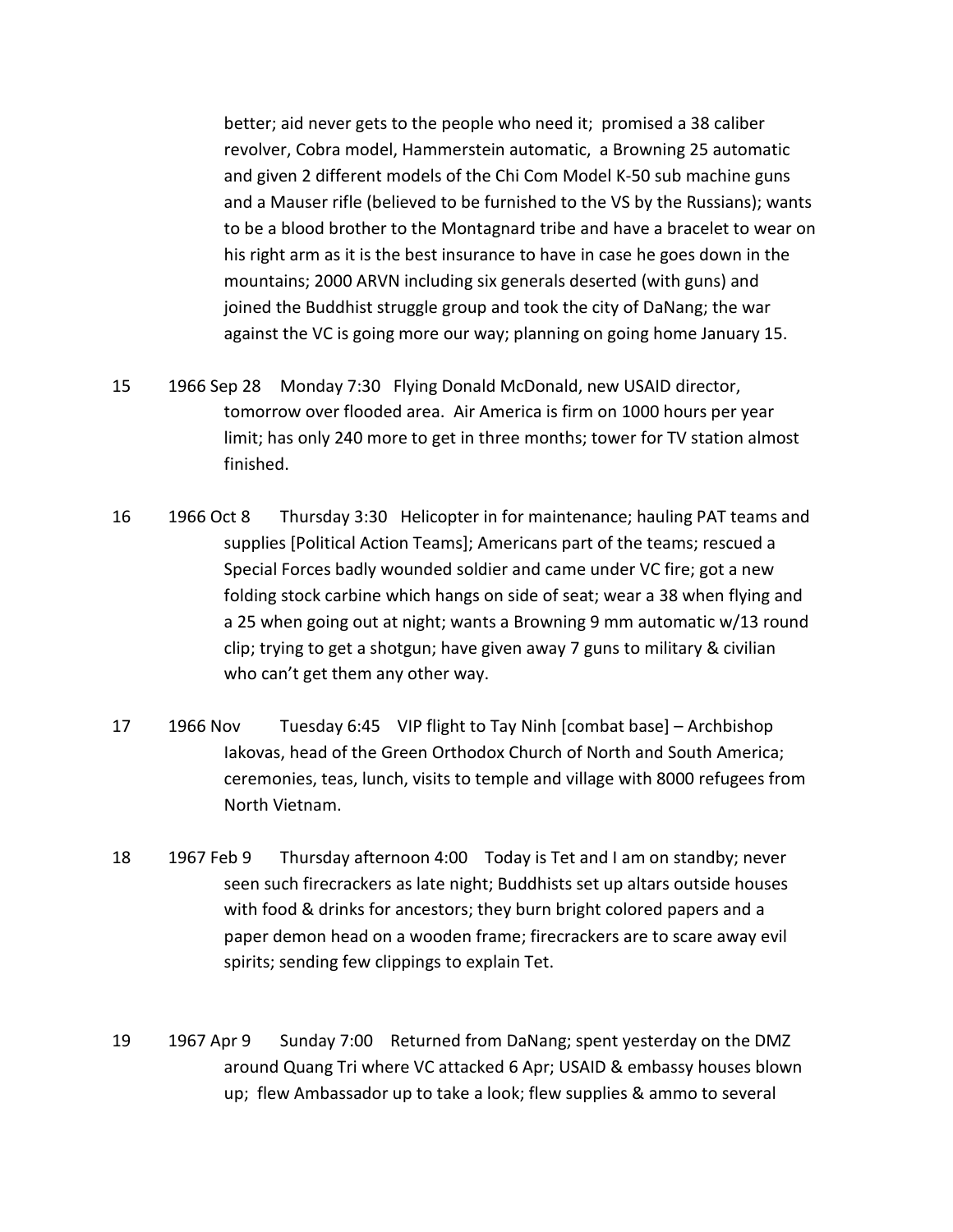better; aid never gets to the people who need it; promised a 38 caliber revolver, Cobra model, Hammerstein automatic, a Browning 25 automatic and given 2 different models of the Chi Com Model K-50 sub machine guns and a Mauser rifle (believed to be furnished to the VS by the Russians); wants to be a blood brother to the Montagnard tribe and have a bracelet to wear on his right arm as it is the best insurance to have in case he goes down in the mountains; 2000 ARVN including six generals deserted (with guns) and joined the Buddhist struggle group and took the city of DaNang; the war against the VC is going more our way; planning on going home January 15.

15 1966 Sep 28 Monday 7:30 Flying Donald McDonald, new USAID director, tomorrow over flooded area. Air America is firm on 1000 hours per year limit; has only 240 more to get in three months; tower for TV station almost finished.

16 1966 Oct 8 Thursday 3:30 Helicopter in for maintenance; hauling PAT teams and supplies [Political Action Teams]; Americans part of the teams; rescued a Special Forces badly wounded soldier and came under VC fire; got a new folding stock carbine which hangs on side of seat; wear a 38 when flying and a 25 when going out at night; wants a Browning 9 mm automatic w/13 round clip; trying to get a shotgun; have given away 7 guns to military & civilian who can't get them any other way.

17 1966 Nov Tuesday 6:45 VIP flight to Tay Ninh [combat base] – Archbishop Iakovas, head of the Green Orthodox Church of North and South America; ceremonies, teas, lunch, visits to temple and village with 8000 refugees from North Vietnam.

18 1967 Feb 9 Thursday afternoon 4:00 Today is Tet and I am on standby; never seen such firecrackers as late night; Buddhists set up altars outside houses with food & drinks for ancestors; they burn bright colored papers and a paper demon head on a wooden frame; firecrackers are to scare away evil spirits; sending few clippings to explain Tet.

19 1967 Apr 9 Sunday 7:00 Returned from DaNang; spent yesterday on the DMZ around Quang Tri where VC attacked 6 Apr; USAID & embassy houses blown up; flew Ambassador up to take a look; flew supplies & ammo to several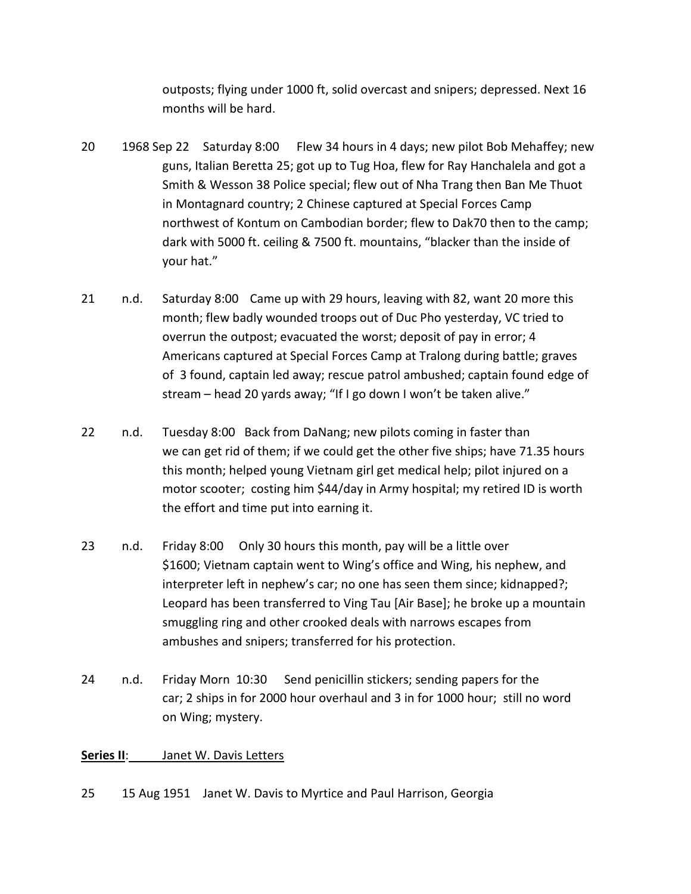outposts; flying under 1000 ft, solid overcast and snipers; depressed. Next 16 months will be hard.

20 1968 Sep 22 Saturday 8:00 Flew 34 hours in 4 days; new pilot Bob Mehaffey; new guns, Italian Beretta 25; got up to Tug Hoa, flew for Ray Hanchalela and got a Smith & Wesson 38 Police special; flew out of Nha Trang then Ban Me Thuot in Montagnard country; 2 Chinese captured at Special Forces Camp northwest of Kontum on Cambodian border; flew to Dak70 then to the camp; dark with 5000 ft. ceiling & 7500 ft. mountains, "blacker than the inside of your hat."

21 n.d. Saturday 8:00 Came up with 29 hours, leaving with 82, want 20 more this month; flew badly wounded troops out of Duc Pho yesterday, VC tried to overrun the outpost; evacuated the worst; deposit of pay in error; 4 Americans captured at Special Forces Camp at Tralong during battle; graves of 3 found, captain led away; rescue patrol ambushed; captain found edge of stream – head 20 yards away; "If I go down I won't be taken alive."

22 n.d. Tuesday 8:00 Back from DaNang; new pilots coming in faster than we can get rid of them; if we could get the other five ships; have 71.35 hours this month; helped young Vietnam girl get medical help; pilot injured on a motor scooter; costing him $44/day in Army hospital; my retired ID is worth the effort and time put into earning it.

23 n.d. Friday 8:00 Only 30 hours this month, pay will be a little over $1600; Vietnam captain went to Wing's office and Wing, his nephew, and interpreter left in nephew's car; no one has seen them since; kidnapped?; Leopard has been transferred to Ving Tau [Air Base]; he broke up a mountain smuggling ring and other crooked deals with narrows escapes from ambushes and snipers; transferred for his protection.

24 n.d. Friday Morn 10:30 Send penicillin stickers; sending papers for the car; 2 ships in for 2000 hour overhaul and 3 in for 1000 hour; still no word on Wing; mystery.

**Series II**: Janet W. Davis Letters

25 15 Aug 1951 Janet W. Davis to Myrtice and Paul Harrison, Georgia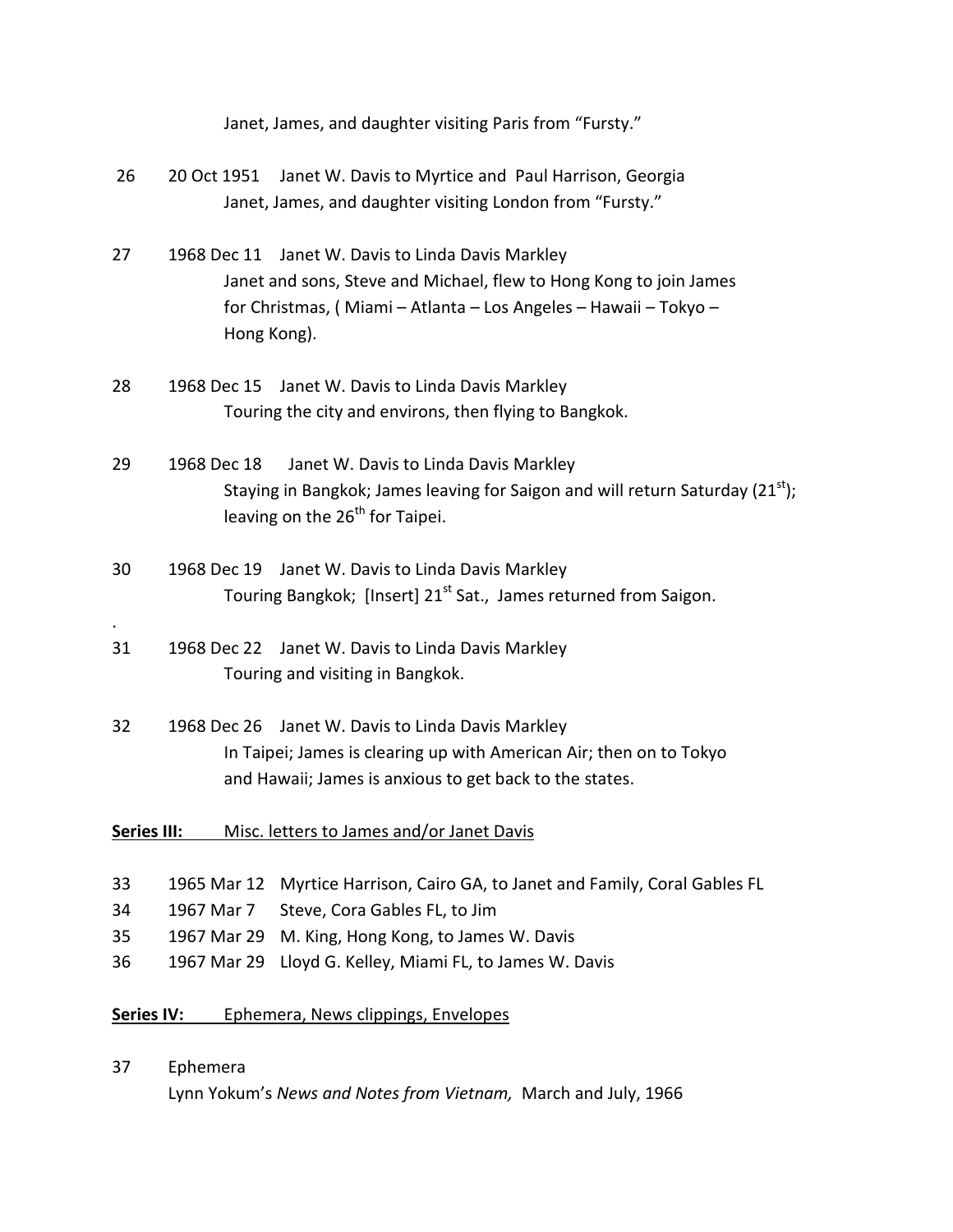Janet, James, and daughter visiting Paris from "Fursty."

26 20 Oct 1951 Janet W. Davis to Myrtice and Paul Harrison, Georgia
Janet, James, and daughter visiting London from "Fursty."

27 1968 Dec 11 Janet W. Davis to Linda Davis Markley
Janet and sons, Steve and Michael, flew to Hong Kong to join James for Christmas, ( Miami – Atlanta – Los Angeles – Hawaii – Tokyo – Hong Kong).

28 1968 Dec 15 Janet W. Davis to Linda Davis Markley
Touring the city and environs, then flying to Bangkok.

29 1968 Dec 18 Janet W. Davis to Linda Davis Markley
Staying in Bangkok; James leaving for Saigon and will return Saturday (21st); leaving on the 26th for Taipei.

30 1968 Dec 19 Janet W. Davis to Linda Davis Markley
Touring Bangkok; [Insert] 21st Sat., James returned from Saigon.

31 1968 Dec 22 Janet W. Davis to Linda Davis Markley
Touring and visiting in Bangkok.

32 1968 Dec 26 Janet W. Davis to Linda Davis Markley
In Taipei; James is clearing up with American Air; then on to Tokyo and Hawaii; James is anxious to get back to the states.

**Series III:** Misc. letters to James and/or Janet Davis

33 1965 Mar 12 Myrtice Harrison, Cairo GA, to Janet and Family, Coral Gables FL
34 1967 Mar 7 Steve, Cora Gables FL, to Jim
35 1967 Mar 29 M. King, Hong Kong, to James W. Davis
36 1967 Mar 29 Lloyd G. Kelley, Miami FL, to James W. Davis

**Series IV:** Ephemera, News clippings, Envelopes

37 Ephemera
Lynn Yokum's *News and Notes from Vietnam,* March and July, 1966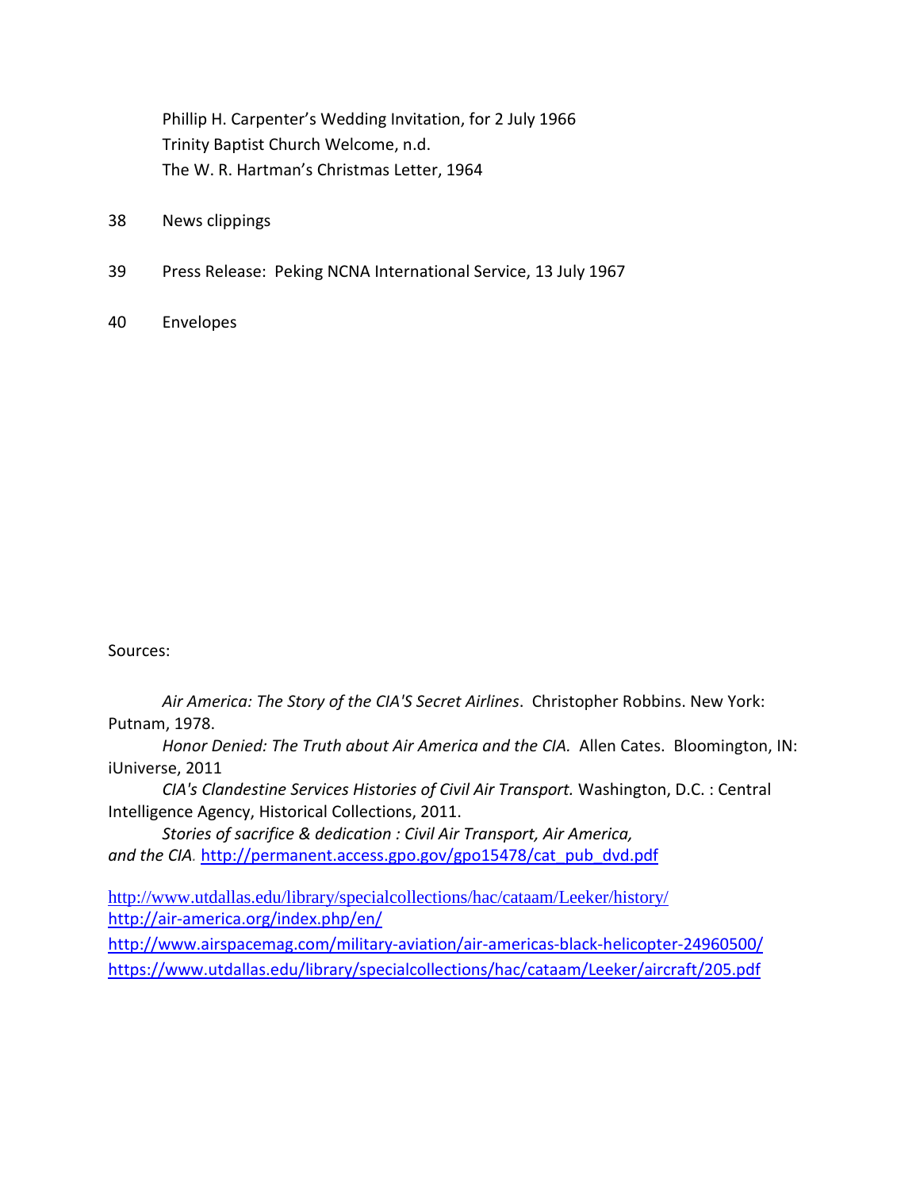Phillip H. Carpenter's Wedding Invitation, for 2 July 1966
Trinity Baptist Church Welcome, n.d.
The W. R. Hartman's Christmas Letter, 1964

38 News clippings

39 Press Release: Peking NCNA International Service, 13 July 1967

40 Envelopes

Sources:

*Air America: The Story of the CIA'S Secret Airlines*. Christopher Robbins. New York: Putnam, 1978.

*Honor Denied: The Truth about Air America and the CIA.* Allen Cates. Bloomington, IN: iUniverse, 2011

*CIA's Clandestine Services Histories of Civil Air Transport.* Washington, D.C. : Central Intelligence Agency, Historical Collections, 2011.

*Stories of sacrifice & dedication : Civil Air Transport, Air America, and the CIA.* http://permanent.access.gpo.gov/gpo15478/cat_pub_dvd.pdf

http://www.utdallas.edu/library/specialcollections/hac/cataam/Leeker/history/
http://air-america.org/index.php/en/
http://www.airspacemag.com/military-aviation/air-americas-black-helicopter-24960500/
https://www.utdallas.edu/library/specialcollections/hac/cataam/Leeker/aircraft/205.pdf